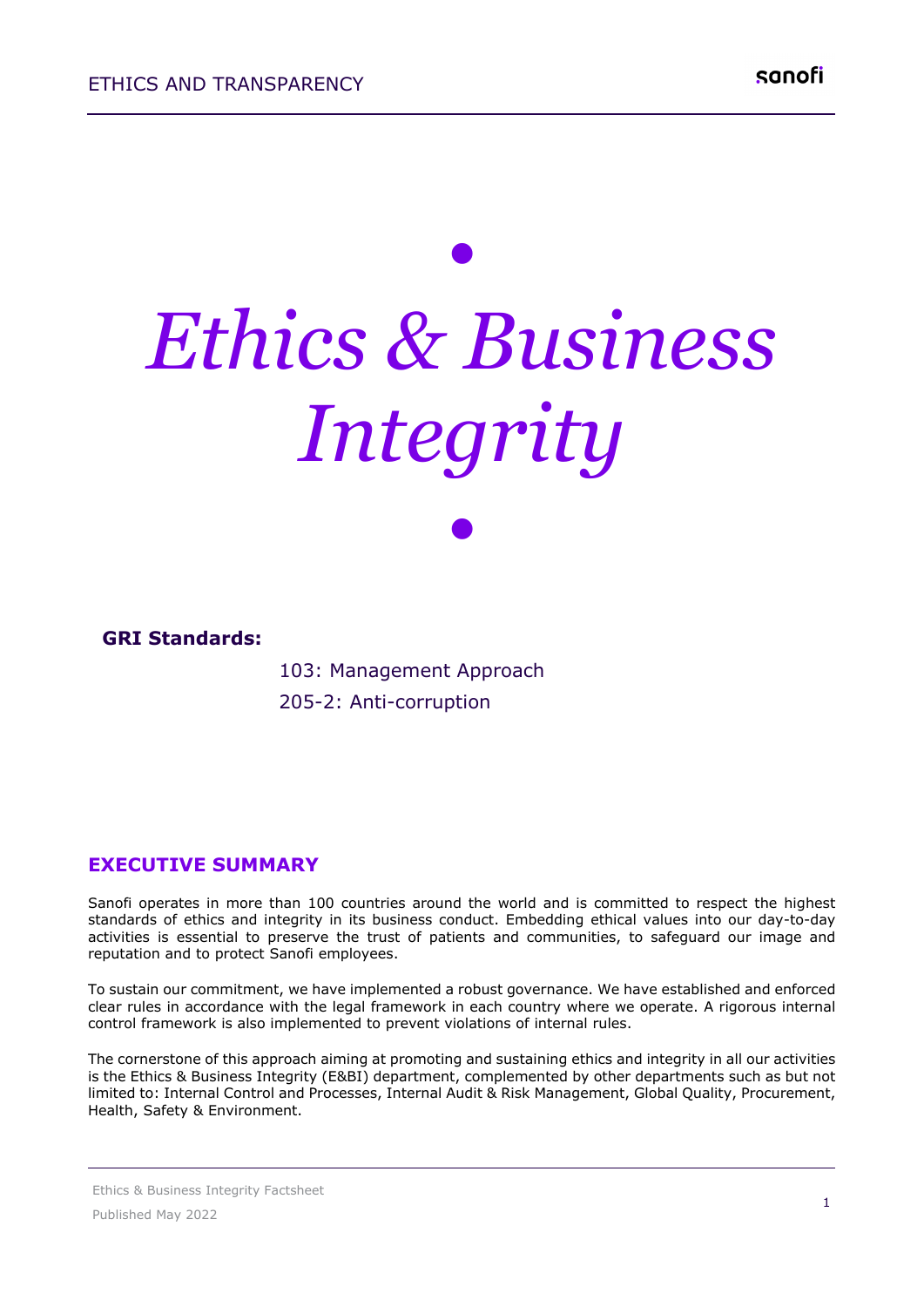# *Ethics & Business Integrity*

**GRI Standards:**

103: Management Approach

205-2: Anti-corruption

## EXECUTIVE SUMMARY

Sanofi operates in more than 100 countries around the world and is committed to respect the highest standards of ethics and integrity in its business conduct. Embedding ethical values into our day-to-day activities is essential to preserve the trust of patients and communities, to safeguard our image and reputation and to protect Sanofi employees.

To sustain our commitment, we have implemented a robust governance. We have established and enforced clear rules in accordance with the legal framework in each country where we operate. A rigorous internal control framework is also implemented to prevent violations of internal rules.

The cornerstone of this approach aiming at promoting and sustaining ethics and integrity in all our activities is the Ethics & Business Integrity (E&BI) department, complemented by other departments such as but not limited to: Internal Control and Processes, Internal Audit & Risk Management, Global Quality, Procurement, Health, Safety & Environment.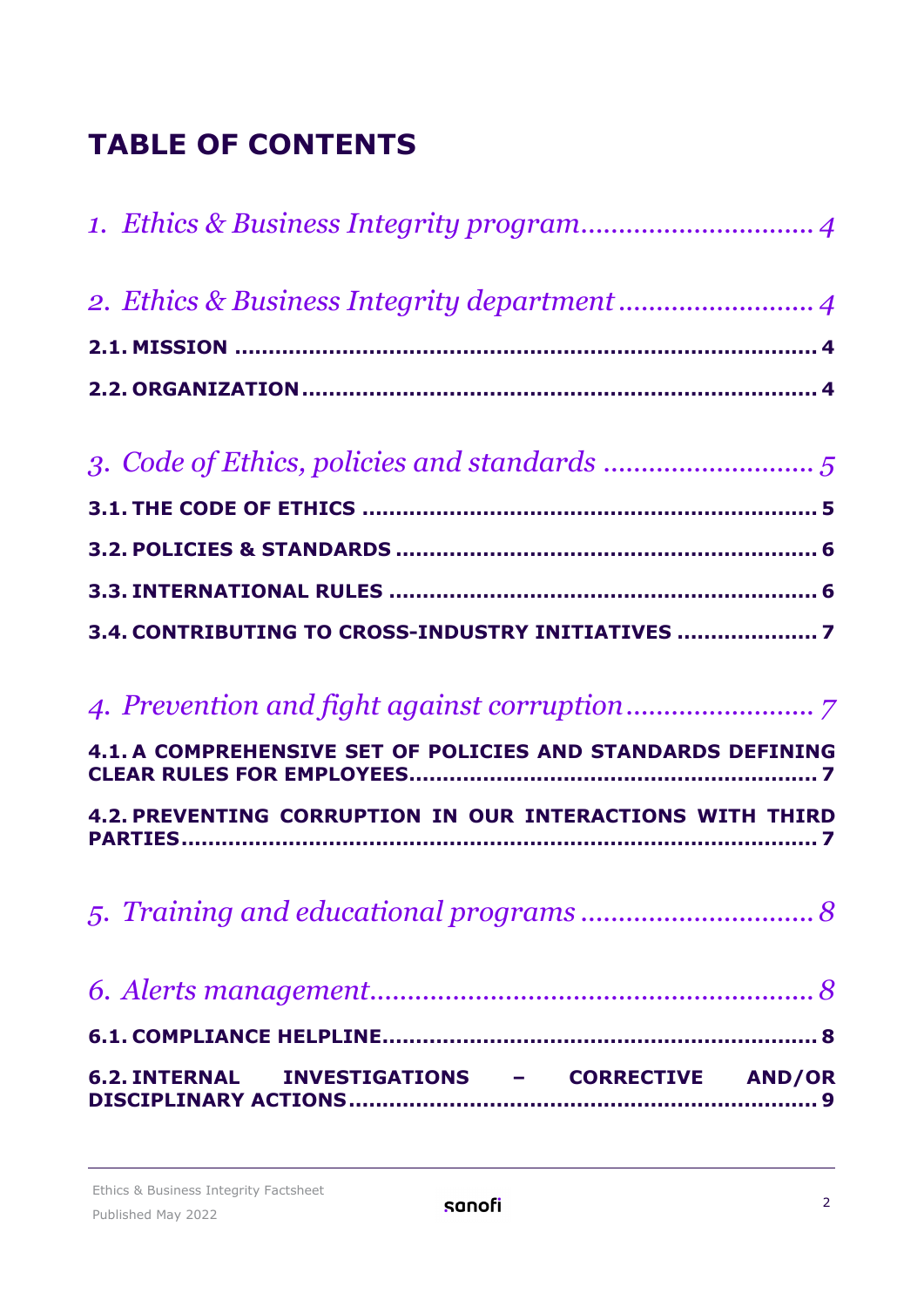# TABLE OF CONTENTS

*1. Ethics & Business Integrity program* .............................. 4

*2. Ethics & Business Integrity department* .......................... 4

**2.1. MISSION** ........................................................................ 4

**2.2. ORGANIZATION** ............................................................. 4

*3. Code of Ethics, policies and standards* ............................ 5

**3.1. THE CODE OF ETHICS** .................................................... 5

**3.2. POLICIES & STANDARDS** ................................................ 6

**3.3. INTERNATIONAL RULES** ................................................. 6

**3.4. CONTRIBUTING TO CROSS-INDUSTRY INITIATIVES** .................... 7

*4. Prevention and fight against corruption* ......................... 7

**4.1. A COMPREHENSIVE SET OF POLICIES AND STANDARDS DEFINING CLEAR RULES FOR EMPLOYEES** ........................................................... 7

**4.2. PREVENTING CORRUPTION IN OUR INTERACTIONS WITH THIRD PARTIES** .................................................................................. 7

*5. Training and educational programs* ............................... 8

*6. Alerts management* .......................................................... 8

**6.1. COMPLIANCE HELPLINE** ................................................... 8

**6.2. INTERNAL INVESTIGATIONS – CORRECTIVE AND/OR DISCIPLINARY ACTIONS** ................................................................... 9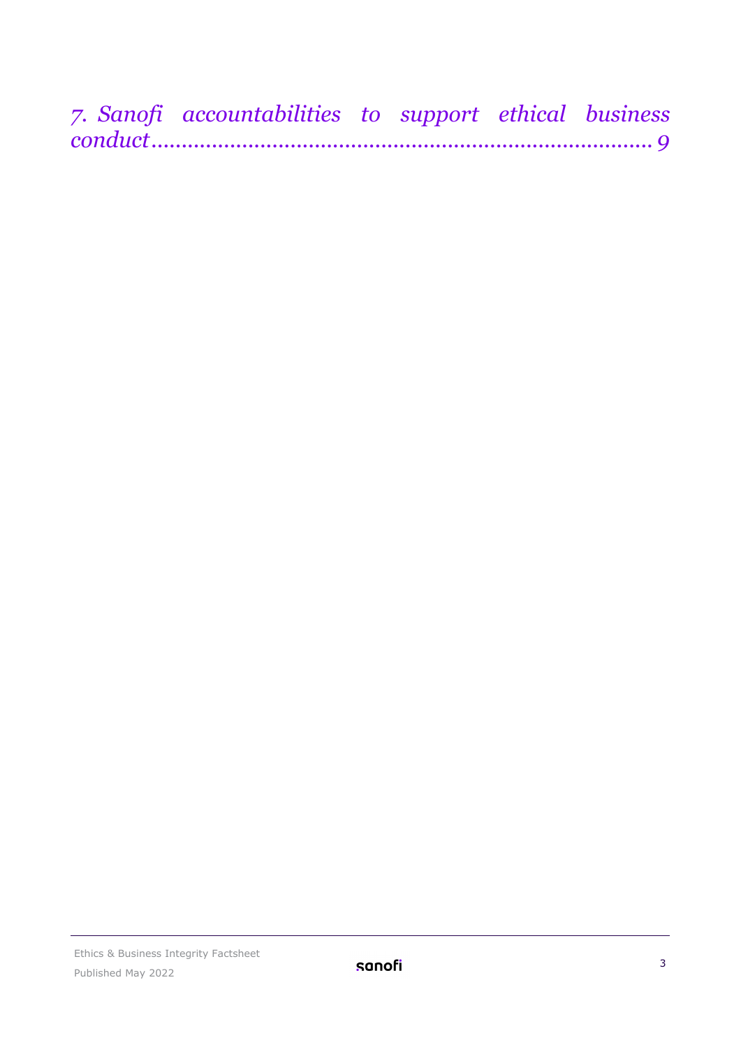*7. Sanofi accountabilities to support ethical business conduct ........................................................................... 9*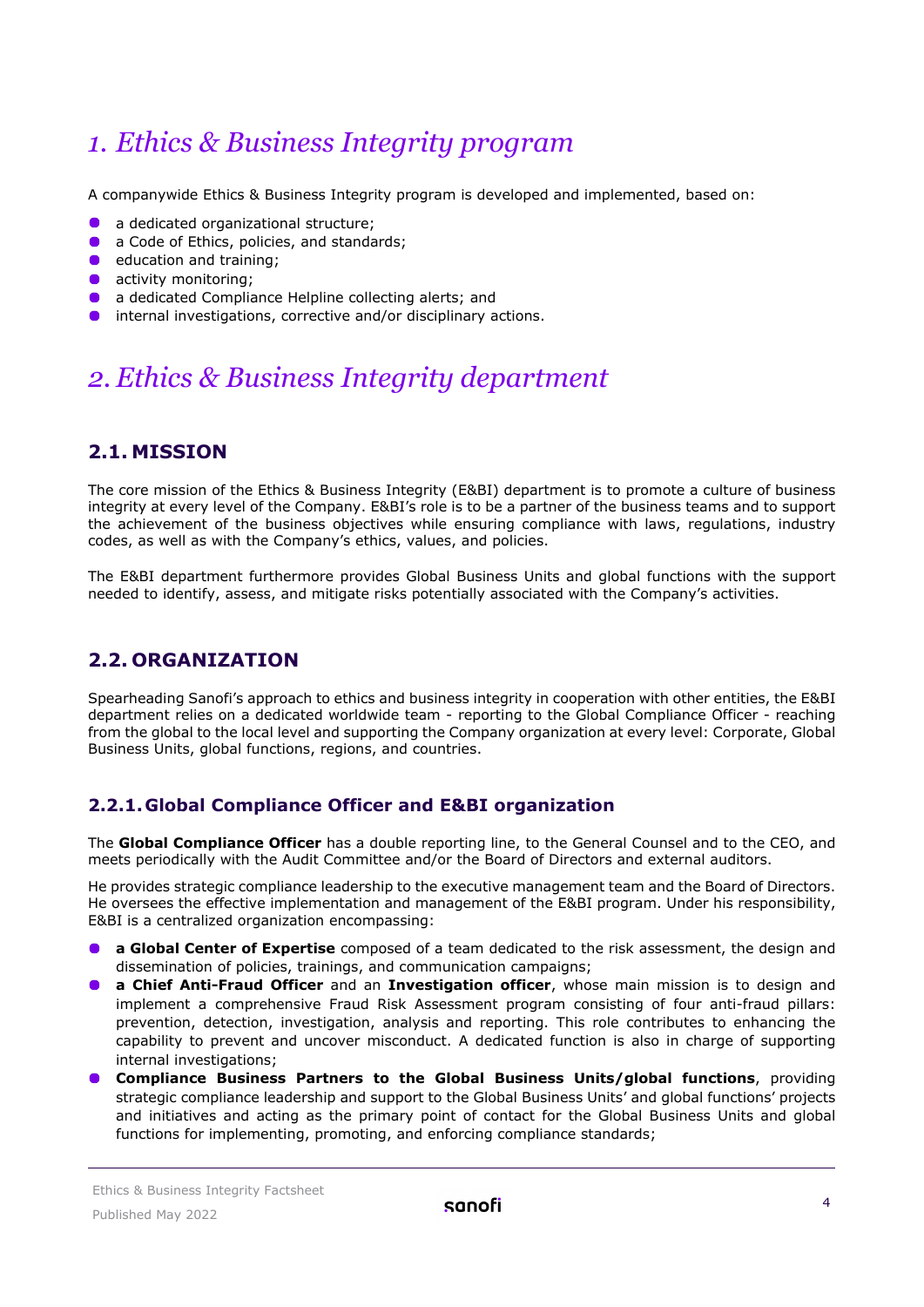# *1. Ethics & Business Integrity program*

A companywide Ethics & Business Integrity program is developed and implemented, based on:

- a dedicated organizational structure;
- a Code of Ethics, policies, and standards;
- education and training;
- activity monitoring;
- a dedicated Compliance Helpline collecting alerts; and
- internal investigations, corrective and/or disciplinary actions.

# *2. Ethics & Business Integrity department*

## 2.1. MISSION

The core mission of the Ethics & Business Integrity (E&BI) department is to promote a culture of business integrity at every level of the Company. E&BI's role is to be a partner of the business teams and to support the achievement of the business objectives while ensuring compliance with laws, regulations, industry codes, as well as with the Company's ethics, values, and policies.

The E&BI department furthermore provides Global Business Units and global functions with the support needed to identify, assess, and mitigate risks potentially associated with the Company's activities.

## 2.2. ORGANIZATION

Spearheading Sanofi's approach to ethics and business integrity in cooperation with other entities, the E&BI department relies on a dedicated worldwide team - reporting to the Global Compliance Officer - reaching from the global to the local level and supporting the Company organization at every level: Corporate, Global Business Units, global functions, regions, and countries.

### 2.2.1. Global Compliance Officer and E&BI organization

The **Global Compliance Officer** has a double reporting line, to the General Counsel and to the CEO, and meets periodically with the Audit Committee and/or the Board of Directors and external auditors.

He provides strategic compliance leadership to the executive management team and the Board of Directors. He oversees the effective implementation and management of the E&BI program. Under his responsibility, E&BI is a centralized organization encompassing:

- **a Global Center of Expertise** composed of a team dedicated to the risk assessment, the design and dissemination of policies, trainings, and communication campaigns;
- **a Chief Anti-Fraud Officer** and an **Investigation officer**, whose main mission is to design and implement a comprehensive Fraud Risk Assessment program consisting of four anti-fraud pillars: prevention, detection, investigation, analysis and reporting. This role contributes to enhancing the capability to prevent and uncover misconduct. A dedicated function is also in charge of supporting internal investigations;
- **Compliance Business Partners to the Global Business Units/global functions**, providing strategic compliance leadership and support to the Global Business Units' and global functions' projects and initiatives and acting as the primary point of contact for the Global Business Units and global functions for implementing, promoting, and enforcing compliance standards;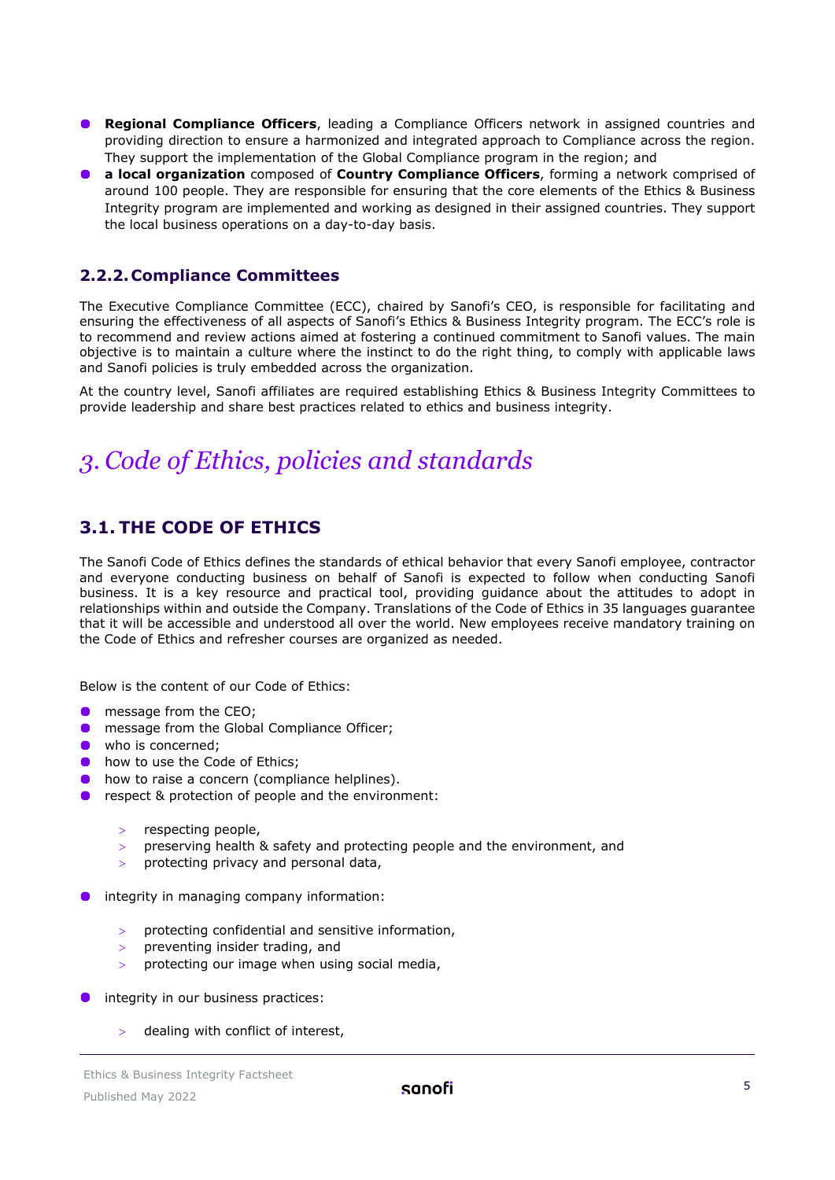- **Regional Compliance Officers**, leading a Compliance Officers network in assigned countries and providing direction to ensure a harmonized and integrated approach to Compliance across the region. They support the implementation of the Global Compliance program in the region; and
- **a local organization** composed of **Country Compliance Officers**, forming a network comprised of around 100 people. They are responsible for ensuring that the core elements of the Ethics & Business Integrity program are implemented and working as designed in their assigned countries. They support the local business operations on a day-to-day basis.

### 2.2.2. Compliance Committees

The Executive Compliance Committee (ECC), chaired by Sanofi's CEO, is responsible for facilitating and ensuring the effectiveness of all aspects of Sanofi's Ethics & Business Integrity program. The ECC's role is to recommend and review actions aimed at fostering a continued commitment to Sanofi values. The main objective is to maintain a culture where the instinct to do the right thing, to comply with applicable laws and Sanofi policies is truly embedded across the organization.

At the country level, Sanofi affiliates are required establishing Ethics & Business Integrity Committees to provide leadership and share best practices related to ethics and business integrity.

# *3. Code of Ethics, policies and standards*

## 3.1. THE CODE OF ETHICS

The Sanofi Code of Ethics defines the standards of ethical behavior that every Sanofi employee, contractor and everyone conducting business on behalf of Sanofi is expected to follow when conducting Sanofi business. It is a key resource and practical tool, providing guidance about the attitudes to adopt in relationships within and outside the Company. Translations of the Code of Ethics in 35 languages guarantee that it will be accessible and understood all over the world. New employees receive mandatory training on the Code of Ethics and refresher courses are organized as needed.

Below is the content of our Code of Ethics:

- message from the CEO;
- message from the Global Compliance Officer;
- who is concerned;
- how to use the Code of Ethics;
- how to raise a concern (compliance helplines).
- respect & protection of people and the environment:
  - respecting people,
  - preserving health & safety and protecting people and the environment, and
  - protecting privacy and personal data,
- integrity in managing company information:
  - protecting confidential and sensitive information,
  - preventing insider trading, and
  - protecting our image when using social media,
- integrity in our business practices:
  - dealing with conflict of interest,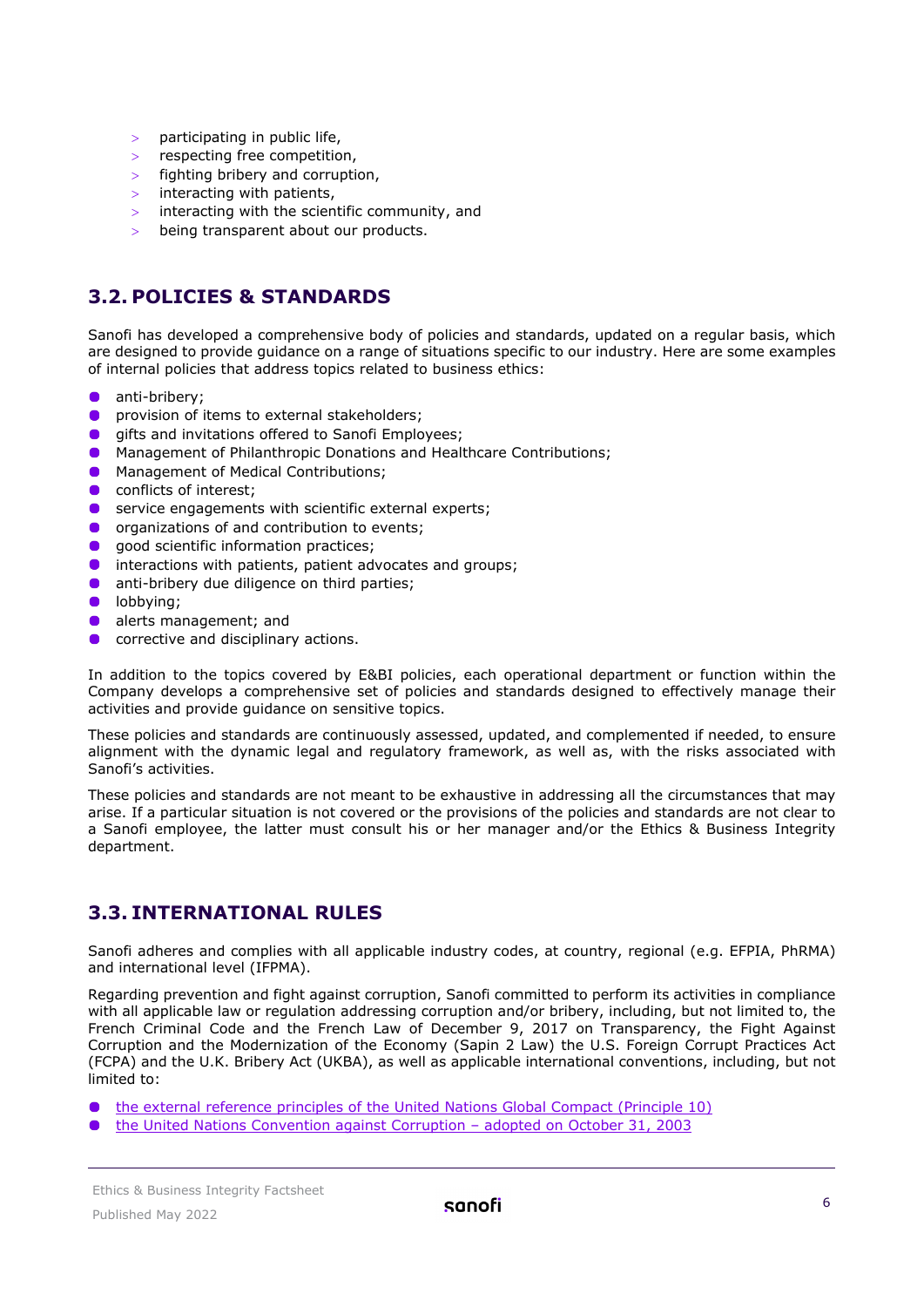- participating in public life,
- respecting free competition,
- fighting bribery and corruption,
- interacting with patients,
- interacting with the scientific community, and
- being transparent about our products.

## 3.2. POLICIES & STANDARDS

Sanofi has developed a comprehensive body of policies and standards, updated on a regular basis, which are designed to provide guidance on a range of situations specific to our industry. Here are some examples of internal policies that address topics related to business ethics:

- anti-bribery;
- provision of items to external stakeholders;
- gifts and invitations offered to Sanofi Employees;
- Management of Philanthropic Donations and Healthcare Contributions;
- Management of Medical Contributions;
- conflicts of interest;
- service engagements with scientific external experts;
- organizations of and contribution to events;
- good scientific information practices;
- interactions with patients, patient advocates and groups;
- anti-bribery due diligence on third parties;
- lobbying;
- alerts management; and
- corrective and disciplinary actions.

In addition to the topics covered by E&BI policies, each operational department or function within the Company develops a comprehensive set of policies and standards designed to effectively manage their activities and provide guidance on sensitive topics.

These policies and standards are continuously assessed, updated, and complemented if needed, to ensure alignment with the dynamic legal and regulatory framework, as well as, with the risks associated with Sanofi's activities.

These policies and standards are not meant to be exhaustive in addressing all the circumstances that may arise. If a particular situation is not covered or the provisions of the policies and standards are not clear to a Sanofi employee, the latter must consult his or her manager and/or the Ethics & Business Integrity department.

## 3.3. INTERNATIONAL RULES

Sanofi adheres and complies with all applicable industry codes, at country, regional (e.g. EFPIA, PhRMA) and international level (IFPMA).

Regarding prevention and fight against corruption, Sanofi committed to perform its activities in compliance with all applicable law or regulation addressing corruption and/or bribery, including, but not limited to, the French Criminal Code and the French Law of December 9, 2017 on Transparency, the Fight Against Corruption and the Modernization of the Economy (Sapin 2 Law) the U.S. Foreign Corrupt Practices Act (FCPA) and the U.K. Bribery Act (UKBA), as well as applicable international conventions, including, but not limited to:

- the external reference principles of the United Nations Global Compact (Principle 10)
- the United Nations Convention against Corruption – adopted on October 31, 2003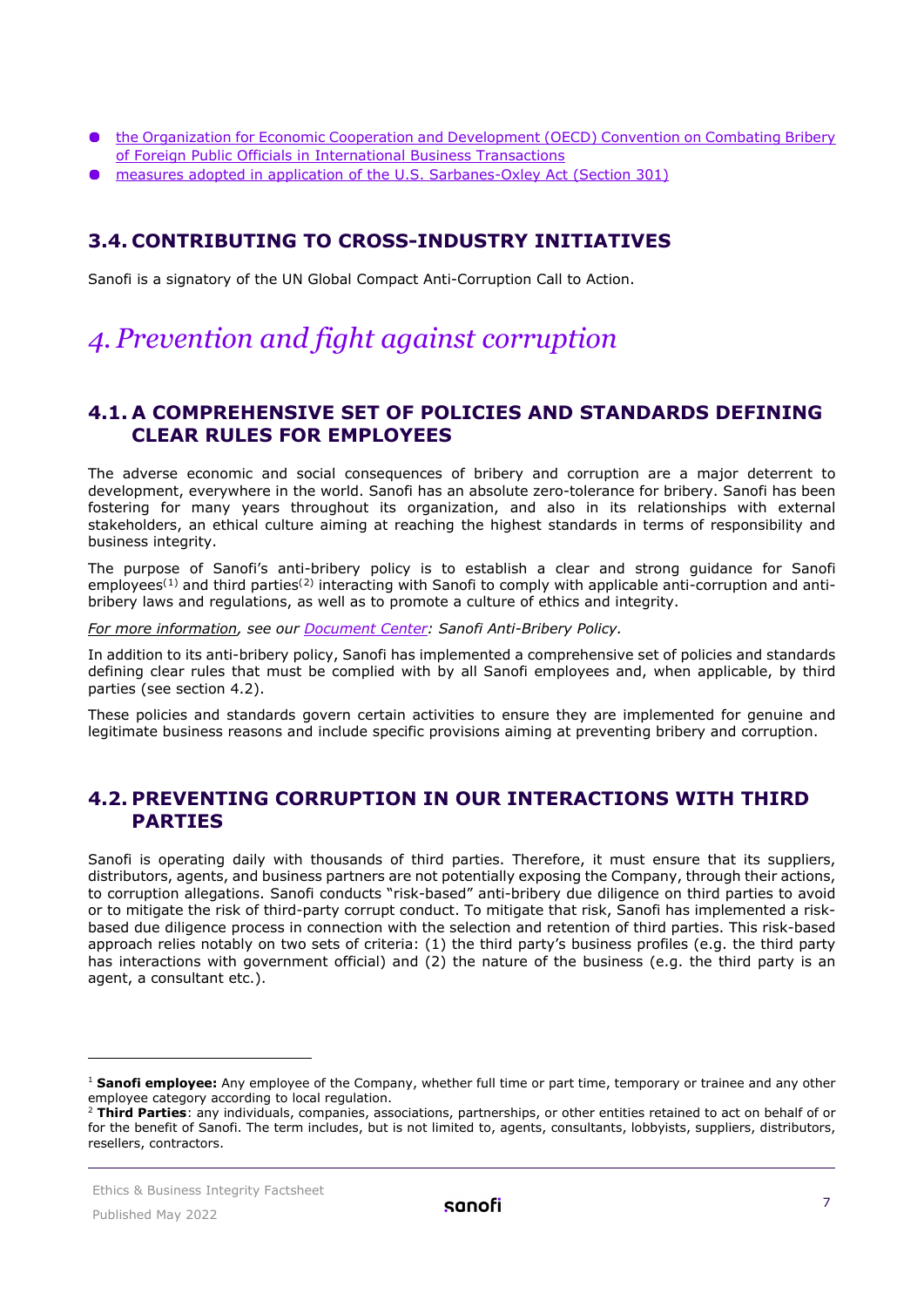- the Organization for Economic Cooperation and Development (OECD) Convention on Combating Bribery of Foreign Public Officials in International Business Transactions
- measures adopted in application of the U.S. Sarbanes-Oxley Act (Section 301)

### 3.4. CONTRIBUTING TO CROSS-INDUSTRY INITIATIVES

Sanofi is a signatory of the UN Global Compact Anti-Corruption Call to Action.

## *4. Prevention and fight against corruption*

### 4.1. A COMPREHENSIVE SET OF POLICIES AND STANDARDS DEFINING CLEAR RULES FOR EMPLOYEES

The adverse economic and social consequences of bribery and corruption are a major deterrent to development, everywhere in the world. Sanofi has an absolute zero-tolerance for bribery. Sanofi has been fostering for many years throughout its organization, and also in its relationships with external stakeholders, an ethical culture aiming at reaching the highest standards in terms of responsibility and business integrity.

The purpose of Sanofi's anti-bribery policy is to establish a clear and strong guidance for Sanofi employees[1] and third parties[2] interacting with Sanofi to comply with applicable anti-corruption and anti-bribery laws and regulations, as well as to promote a culture of ethics and integrity.

*For more information, see our Document Center: Sanofi Anti-Bribery Policy.*

In addition to its anti-bribery policy, Sanofi has implemented a comprehensive set of policies and standards defining clear rules that must be complied with by all Sanofi employees and, when applicable, by third parties (see section 4.2).

These policies and standards govern certain activities to ensure they are implemented for genuine and legitimate business reasons and include specific provisions aiming at preventing bribery and corruption.

### 4.2. PREVENTING CORRUPTION IN OUR INTERACTIONS WITH THIRD PARTIES

Sanofi is operating daily with thousands of third parties. Therefore, it must ensure that its suppliers, distributors, agents, and business partners are not potentially exposing the Company, through their actions, to corruption allegations. Sanofi conducts "risk-based" anti-bribery due diligence on third parties to avoid or to mitigate the risk of third-party corrupt conduct. To mitigate that risk, Sanofi has implemented a risk-based due diligence process in connection with the selection and retention of third parties. This risk-based approach relies notably on two sets of criteria: (1) the third party's business profiles (e.g. the third party has interactions with government official) and (2) the nature of the business (e.g. the third party is an agent, a consultant etc.).

---

[1] **Sanofi employee:** Any employee of the Company, whether full time or part time, temporary or trainee and any other employee category according to local regulation.

[2] **Third Parties**: any individuals, companies, associations, partnerships, or other entities retained to act on behalf of or for the benefit of Sanofi. The term includes, but is not limited to, agents, consultants, lobbyists, suppliers, distributors, resellers, contractors.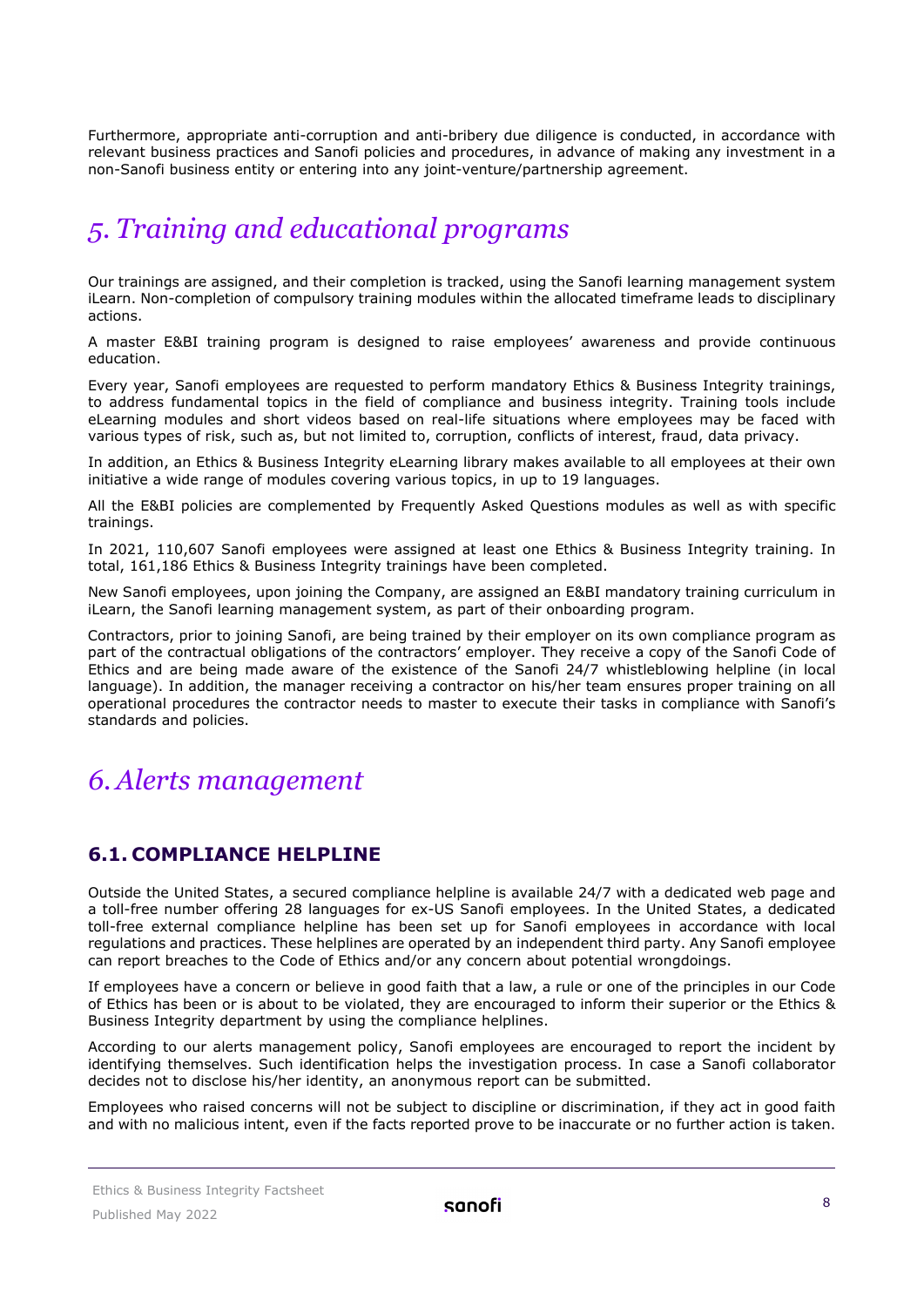Furthermore, appropriate anti-corruption and anti-bribery due diligence is conducted, in accordance with relevant business practices and Sanofi policies and procedures, in advance of making any investment in a non-Sanofi business entity or entering into any joint-venture/partnership agreement.

# 5. Training and educational programs

Our trainings are assigned, and their completion is tracked, using the Sanofi learning management system iLearn. Non-completion of compulsory training modules within the allocated timeframe leads to disciplinary actions.

A master E&BI training program is designed to raise employees' awareness and provide continuous education.

Every year, Sanofi employees are requested to perform mandatory Ethics & Business Integrity trainings, to address fundamental topics in the field of compliance and business integrity. Training tools include eLearning modules and short videos based on real-life situations where employees may be faced with various types of risk, such as, but not limited to, corruption, conflicts of interest, fraud, data privacy.

In addition, an Ethics & Business Integrity eLearning library makes available to all employees at their own initiative a wide range of modules covering various topics, in up to 19 languages.

All the E&BI policies are complemented by Frequently Asked Questions modules as well as with specific trainings.

In 2021, 110,607 Sanofi employees were assigned at least one Ethics & Business Integrity training. In total, 161,186 Ethics & Business Integrity trainings have been completed.

New Sanofi employees, upon joining the Company, are assigned an E&BI mandatory training curriculum in iLearn, the Sanofi learning management system, as part of their onboarding program.

Contractors, prior to joining Sanofi, are being trained by their employer on its own compliance program as part of the contractual obligations of the contractors' employer. They receive a copy of the Sanofi Code of Ethics and are being made aware of the existence of the Sanofi 24/7 whistleblowing helpline (in local language). In addition, the manager receiving a contractor on his/her team ensures proper training on all operational procedures the contractor needs to master to execute their tasks in compliance with Sanofi's standards and policies.

# 6. Alerts management

## 6.1. COMPLIANCE HELPLINE

Outside the United States, a secured compliance helpline is available 24/7 with a dedicated web page and a toll-free number offering 28 languages for ex-US Sanofi employees. In the United States, a dedicated toll-free external compliance helpline has been set up for Sanofi employees in accordance with local regulations and practices. These helplines are operated by an independent third party. Any Sanofi employee can report breaches to the Code of Ethics and/or any concern about potential wrongdoings.

If employees have a concern or believe in good faith that a law, a rule or one of the principles in our Code of Ethics has been or is about to be violated, they are encouraged to inform their superior or the Ethics & Business Integrity department by using the compliance helplines.

According to our alerts management policy, Sanofi employees are encouraged to report the incident by identifying themselves. Such identification helps the investigation process. In case a Sanofi collaborator decides not to disclose his/her identity, an anonymous report can be submitted.

Employees who raised concerns will not be subject to discipline or discrimination, if they act in good faith and with no malicious intent, even if the facts reported prove to be inaccurate or no further action is taken.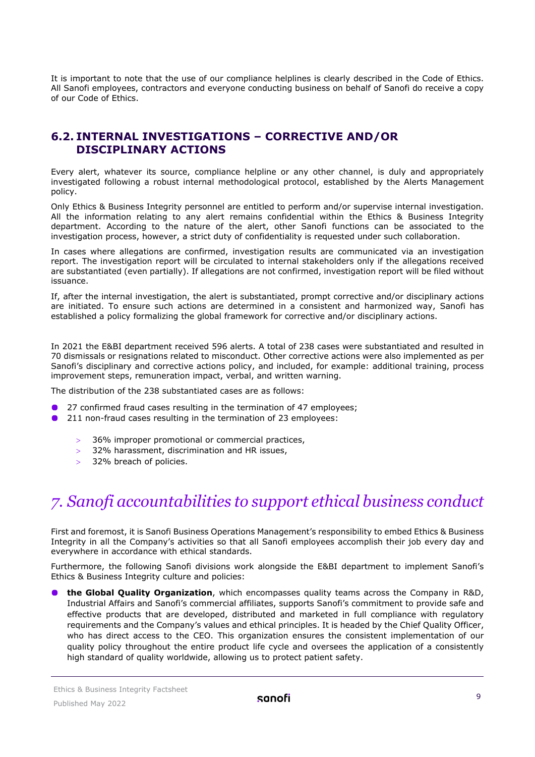It is important to note that the use of our compliance helplines is clearly described in the Code of Ethics. All Sanofi employees, contractors and everyone conducting business on behalf of Sanofi do receive a copy of our Code of Ethics.

## 6.2. INTERNAL INVESTIGATIONS – CORRECTIVE AND/OR DISCIPLINARY ACTIONS

Every alert, whatever its source, compliance helpline or any other channel, is duly and appropriately investigated following a robust internal methodological protocol, established by the Alerts Management policy.

Only Ethics & Business Integrity personnel are entitled to perform and/or supervise internal investigation. All the information relating to any alert remains confidential within the Ethics & Business Integrity department. According to the nature of the alert, other Sanofi functions can be associated to the investigation process, however, a strict duty of confidentiality is requested under such collaboration.

In cases where allegations are confirmed, investigation results are communicated via an investigation report. The investigation report will be circulated to internal stakeholders only if the allegations received are substantiated (even partially). If allegations are not confirmed, investigation report will be filed without issuance.

If, after the internal investigation, the alert is substantiated, prompt corrective and/or disciplinary actions are initiated. To ensure such actions are determined in a consistent and harmonized way, Sanofi has established a policy formalizing the global framework for corrective and/or disciplinary actions.

In 2021 the E&BI department received 596 alerts. A total of 238 cases were substantiated and resulted in 70 dismissals or resignations related to misconduct. Other corrective actions were also implemented as per Sanofi's disciplinary and corrective actions policy, and included, for example: additional training, process improvement steps, remuneration impact, verbal, and written warning.

The distribution of the 238 substantiated cases are as follows:

- 27 confirmed fraud cases resulting in the termination of 47 employees;
- 211 non-fraud cases resulting in the termination of 23 employees:
  - 36% improper promotional or commercial practices,
  - 32% harassment, discrimination and HR issues,
  - 32% breach of policies.

# *7. Sanofi accountabilities to support ethical business conduct*

First and foremost, it is Sanofi Business Operations Management's responsibility to embed Ethics & Business Integrity in all the Company's activities so that all Sanofi employees accomplish their job every day and everywhere in accordance with ethical standards.

Furthermore, the following Sanofi divisions work alongside the E&BI department to implement Sanofi's Ethics & Business Integrity culture and policies:

- **the Global Quality Organization**, which encompasses quality teams across the Company in R&D, Industrial Affairs and Sanofi's commercial affiliates, supports Sanofi's commitment to provide safe and effective products that are developed, distributed and marketed in full compliance with regulatory requirements and the Company's values and ethical principles. It is headed by the Chief Quality Officer, who has direct access to the CEO. This organization ensures the consistent implementation of our quality policy throughout the entire product life cycle and oversees the application of a consistently high standard of quality worldwide, allowing us to protect patient safety.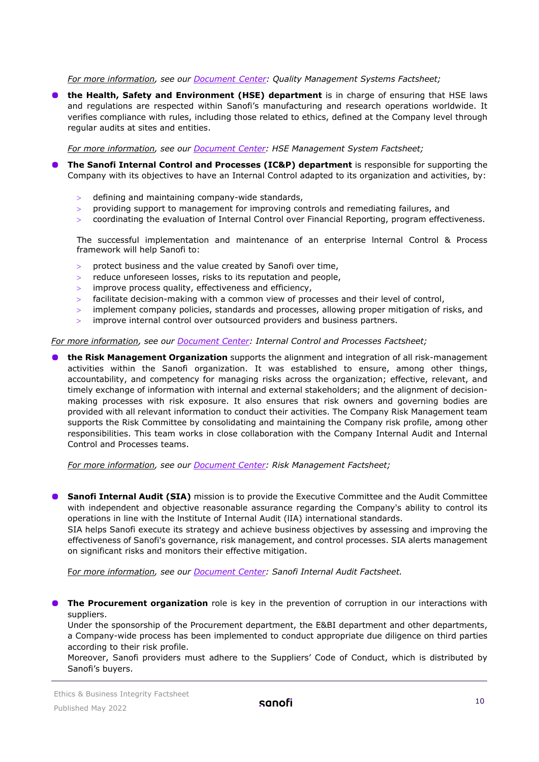*For more information, see our Document Center: Quality Management Systems Factsheet;*

- **the Health, Safety and Environment (HSE) department** is in charge of ensuring that HSE laws and regulations are respected within Sanofi's manufacturing and research operations worldwide. It verifies compliance with rules, including those related to ethics, defined at the Company level through regular audits at sites and entities.

  *For more information, see our Document Center: HSE Management System Factsheet;*

- **The Sanofi Internal Control and Processes (IC&P) department** is responsible for supporting the Company with its objectives to have an Internal Control adapted to its organization and activities, by:

  - defining and maintaining company-wide standards,
  - providing support to management for improving controls and remediating failures, and
  - coordinating the evaluation of Internal Control over Financial Reporting, program effectiveness.

  The successful implementation and maintenance of an enterprise Internal Control & Process framework will help Sanofi to:

  - protect business and the value created by Sanofi over time,
  - reduce unforeseen losses, risks to its reputation and people,
  - improve process quality, effectiveness and efficiency,
  - facilitate decision-making with a common view of processes and their level of control,
  - implement company policies, standards and processes, allowing proper mitigation of risks, and
  - improve internal control over outsourced providers and business partners.

*For more information, see our Document Center: Internal Control and Processes Factsheet;*

- **the Risk Management Organization** supports the alignment and integration of all risk-management activities within the Sanofi organization. It was established to ensure, among other things, accountability, and competency for managing risks across the organization; effective, relevant, and timely exchange of information with internal and external stakeholders; and the alignment of decision-making processes with risk exposure. It also ensures that risk owners and governing bodies are provided with all relevant information to conduct their activities. The Company Risk Management team supports the Risk Committee by consolidating and maintaining the Company risk profile, among other responsibilities. This team works in close collaboration with the Company Internal Audit and Internal Control and Processes teams.

  *For more information, see our Document Center: Risk Management Factsheet;*

- **Sanofi Internal Audit (SIA)** mission is to provide the Executive Committee and the Audit Committee with independent and objective reasonable assurance regarding the Company's ability to control its operations in line with the Institute of Internal Audit (IIA) international standards.
  SIA helps Sanofi execute its strategy and achieve business objectives by assessing and improving the effectiveness of Sanofi's governance, risk management, and control processes. SIA alerts management on significant risks and monitors their effective mitigation.

  *For more information, see our Document Center: Sanofi Internal Audit Factsheet.*

- **The Procurement organization** role is key in the prevention of corruption in our interactions with suppliers.
  Under the sponsorship of the Procurement department, the E&BI department and other departments, a Company-wide process has been implemented to conduct appropriate due diligence on third parties according to their risk profile.
  Moreover, Sanofi providers must adhere to the Suppliers' Code of Conduct, which is distributed by Sanofi's buyers.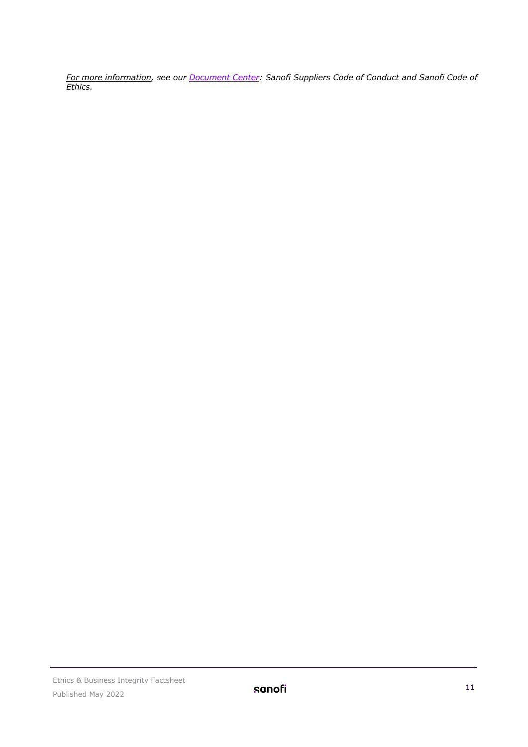*For more information, see our Document Center: Sanofi Suppliers Code of Conduct and Sanofi Code of Ethics.*